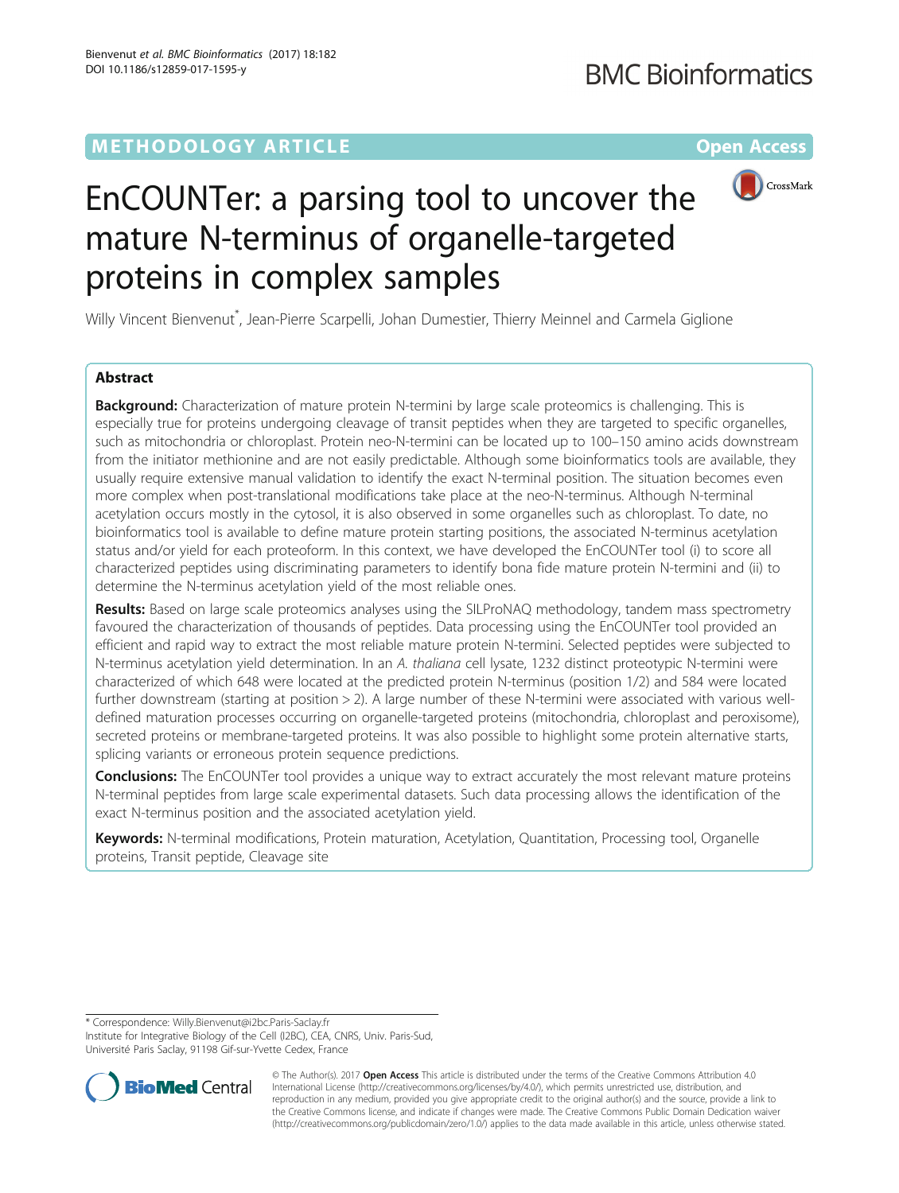METHODOLOGY ARTICLE

Open Access

# EnCOUNTer: a parsing tool to uncover the mature N-terminus of organelle-targeted proteins in complex samples

Willy Vincent Bienvenut*, Jean-Pierre Scarpelli, Johan Dumestier, Thierry Meinnel and Carmela Giglione

## Abstract

**Background:** Characterization of mature protein N-termini by large scale proteomics is challenging. This is especially true for proteins undergoing cleavage of transit peptides when they are targeted to specific organelles, such as mitochondria or chloroplast. Protein neo-N-termini can be located up to 100–150 amino acids downstream from the initiator methionine and are not easily predictable. Although some bioinformatics tools are available, they usually require extensive manual validation to identify the exact N-terminal position. The situation becomes even more complex when post-translational modifications take place at the neo-N-terminus. Although N-terminal acetylation occurs mostly in the cytosol, it is also observed in some organelles such as chloroplast. To date, no bioinformatics tool is available to define mature protein starting positions, the associated N-terminus acetylation status and/or yield for each proteoform. In this context, we have developed the EnCOUNTer tool (i) to score all characterized peptides using discriminating parameters to identify bona fide mature protein N-termini and (ii) to determine the N-terminus acetylation yield of the most reliable ones.

**Results:** Based on large scale proteomics analyses using the SILProNAQ methodology, tandem mass spectrometry favoured the characterization of thousands of peptides. Data processing using the EnCOUNTer tool provided an efficient and rapid way to extract the most reliable mature protein N-termini. Selected peptides were subjected to N-terminus acetylation yield determination. In an *A. thaliana* cell lysate, 1232 distinct proteotypic N-termini were characterized of which 648 were located at the predicted protein N-terminus (position 1/2) and 584 were located further downstream (starting at position > 2). A large number of these N-termini were associated with various well-defined maturation processes occurring on organelle-targeted proteins (mitochondria, chloroplast and peroxisome), secreted proteins or membrane-targeted proteins. It was also possible to highlight some protein alternative starts, splicing variants or erroneous protein sequence predictions.

**Conclusions:** The EnCOUNTer tool provides a unique way to extract accurately the most relevant mature proteins N-terminal peptides from large scale experimental datasets. Such data processing allows the identification of the exact N-terminus position and the associated acetylation yield.

**Keywords:** N-terminal modifications, Protein maturation, Acetylation, Quantitation, Processing tool, Organelle proteins, Transit peptide, Cleavage site

\* Correspondence: Willy.Bienvenut@i2bc.Paris-Saclay.fr
Institute for Integrative Biology of the Cell (I2BC), CEA, CNRS, Univ. Paris-Sud, Université Paris Saclay, 91198 Gif-sur-Yvette Cedex, France

© The Author(s). 2017 **Open Access** This article is distributed under the terms of the Creative Commons Attribution 4.0 International License (http://creativecommons.org/licenses/by/4.0/), which permits unrestricted use, distribution, and reproduction in any medium, provided you give appropriate credit to the original author(s) and the source, provide a link to the Creative Commons license, and indicate if changes were made. The Creative Commons Public Domain Dedication waiver (http://creativecommons.org/publicdomain/zero/1.0/) applies to the data made available in this article, unless otherwise stated.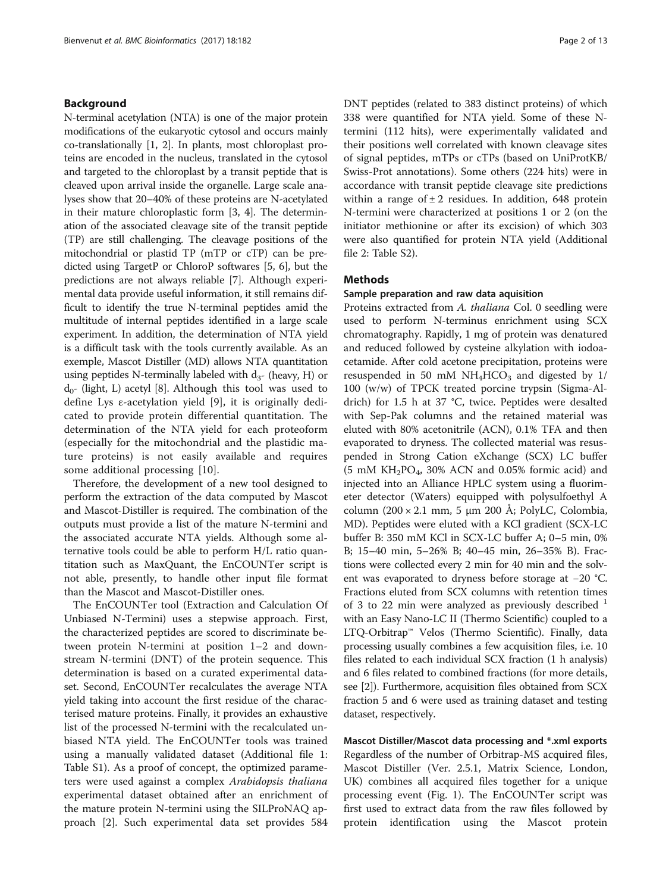## Background

N-terminal acetylation (NTA) is one of the major protein modifications of the eukaryotic cytosol and occurs mainly co-translationally [1, 2]. In plants, most chloroplast proteins are encoded in the nucleus, translated in the cytosol and targeted to the chloroplast by a transit peptide that is cleaved upon arrival inside the organelle. Large scale analyses show that 20–40% of these proteins are N-acetylated in their mature chloroplastic form [3, 4]. The determination of the associated cleavage site of the transit peptide (TP) are still challenging. The cleavage positions of the mitochondrial or plastid TP (mTP or cTP) can be predicted using TargetP or ChloroP softwares [5, 6], but the predictions are not always reliable [7]. Although experimental data provide useful information, it still remains difficult to identify the true N-terminal peptides amid the multitude of internal peptides identified in a large scale experiment. In addition, the determination of NTA yield is a difficult task with the tools currently available. As an exemple, Mascot Distiller (MD) allows NTA quantitation using peptides N-terminally labeled with $d_3$- (heavy, H) or $d_0$- (light, L) acetyl [8]. Although this tool was used to define Lys ε-acetylation yield [9], it is originally dedicated to provide protein differential quantitation. The determination of the NTA yield for each proteoform (especially for the mitochondrial and the plastidic mature proteins) is not easily available and requires some additional processing [10].

Therefore, the development of a new tool designed to perform the extraction of the data computed by Mascot and Mascot-Distiller is required. The combination of the outputs must provide a list of the mature N-termini and the associated accurate NTA yields. Although some alternative tools could be able to perform H/L ratio quantitation such as MaxQuant, the EnCOUNTer script is not able, presently, to handle other input file format than the Mascot and Mascot-Distiller ones.

The EnCOUNTer tool (Extraction and Calculation Of Unbiased N-Termini) uses a stepwise approach. First, the characterized peptides are scored to discriminate between protein N-termini at position 1–2 and downstream N-termini (DNT) of the protein sequence. This determination is based on a curated experimental dataset. Second, EnCOUNTer recalculates the average NTA yield taking into account the first residue of the characterised mature proteins. Finally, it provides an exhaustive list of the processed N-termini with the recalculated unbiased NTA yield. The EnCOUNTer tools was trained using a manually validated dataset (Additional file 1: Table S1). As a proof of concept, the optimized parameters were used against a complex *Arabidopsis thaliana* experimental dataset obtained after an enrichment of the mature protein N-termini using the SILProNAQ approach [2]. Such experimental data set provides 584 DNT peptides (related to 383 distinct proteins) of which 338 were quantified for NTA yield. Some of these N-termini (112 hits), were experimentally validated and their positions well correlated with known cleavage sites of signal peptides, mTPs or cTPs (based on UniProtKB/Swiss-Prot annotations). Some others (224 hits) were in accordance with transit peptide cleavage site predictions within a range of ± 2 residues. In addition, 648 protein N-termini were characterized at positions 1 or 2 (on the initiator methionine or after its excision) of which 303 were also quantified for protein NTA yield (Additional file 2: Table S2).

## Methods

### Sample preparation and raw data aquisition

Proteins extracted from *A. thaliana* Col. 0 seedling were used to perform N-terminus enrichment using SCX chromatography. Rapidly, 1 mg of protein was denatured and reduced followed by cysteine alkylation with iodoacetamide. After cold acetone precipitation, proteins were resuspended in 50 mM $NH_4HCO_3$ and digested by 1/100 (w/w) of TPCK treated porcine trypsin (Sigma-Aldrich) for 1.5 h at 37 °C, twice. Peptides were desalted with Sep-Pak columns and the retained material was eluted with 80% acetonitrile (ACN), 0.1% TFA and then evaporated to dryness. The collected material was resuspended in Strong Cation eXchange (SCX) LC buffer (5 mM $KH_2PO_4$, 30% ACN and 0.05% formic acid) and injected into an Alliance HPLC system using a fluorimeter detector (Waters) equipped with polysulfoethyl A column (200 × 2.1 mm, 5 μm 200 Å; PolyLC, Colombia, MD). Peptides were eluted with a KCl gradient (SCX-LC buffer B: 350 mM KCl in SCX-LC buffer A; 0–5 min, 0% B; 15–40 min, 5–26% B; 40–45 min, 26–35% B). Fractions were collected every 2 min for 40 min and the solvent was evaporated to dryness before storage at −20 °C. Fractions eluted from SCX columns with retention times of 3 to 22 min were analyzed as previously described [1] with an Easy Nano-LC II (Thermo Scientific) coupled to a LTQ-Orbitrap™ Velos (Thermo Scientific). Finally, data processing usually combines a few acquisition files, i.e. 10 files related to each individual SCX fraction (1 h analysis) and 6 files related to combined fractions (for more details, see [2]). Furthermore, acquisition files obtained from SCX fraction 5 and 6 were used as training dataset and testing dataset, respectively.

### Mascot Distiller/Mascot data processing and *.xml exports

Regardless of the number of Orbitrap-MS acquired files, Mascot Distiller (Ver. 2.5.1, Matrix Science, London, UK) combines all acquired files together for a unique processing event (Fig. 1). The EnCOUNTer script was first used to extract data from the raw files followed by protein identification using the Mascot protein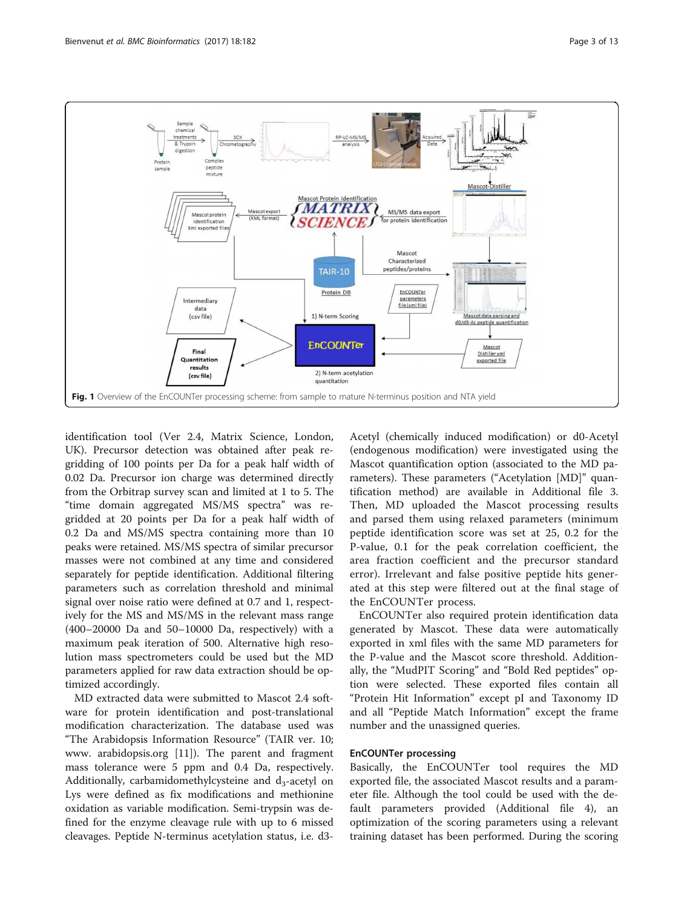Fig. 1 Overview of the EnCOUNTer processing scheme: from sample to mature N-terminus position and NTA yield

identification tool (Ver 2.4, Matrix Science, London, UK). Precursor detection was obtained after peak re-gridding of 100 points per Da for a peak half width of 0.02 Da. Precursor ion charge was determined directly from the Orbitrap survey scan and limited at 1 to 5. The "time domain aggregated MS/MS spectra" was re-gridded at 20 points per Da for a peak half width of 0.2 Da and MS/MS spectra containing more than 10 peaks were retained. MS/MS spectra of similar precursor masses were not combined at any time and considered separately for peptide identification. Additional filtering parameters such as correlation threshold and minimal signal over noise ratio were defined at 0.7 and 1, respectively for the MS and MS/MS in the relevant mass range (400–20000 Da and 50–10000 Da, respectively) with a maximum peak iteration of 500. Alternative high resolution mass spectrometers could be used but the MD parameters applied for raw data extraction should be optimized accordingly.

MD extracted data were submitted to Mascot 2.4 software for protein identification and post-translational modification characterization. The database used was "The Arabidopsis Information Resource" (TAIR ver. 10; www. arabidopsis.org [11]). The parent and fragment mass tolerance were 5 ppm and 0.4 Da, respectively. Additionally, carbamidomethylcysteine and $d_3$-acetyl on Lys were defined as fix modifications and methionine oxidation as variable modification. Semi-trypsin was defined for the enzyme cleavage rule with up to 6 missed cleavages. Peptide N-terminus acetylation status, i.e. d3-Acetyl (chemically induced modification) or d0-Acetyl (endogenous modification) were investigated using the Mascot quantification option (associated to the MD parameters). These parameters ("Acetylation [MD]" quantification method) are available in Additional file 3. Then, MD uploaded the Mascot processing results and parsed them using relaxed parameters (minimum peptide identification score was set at 25, 0.2 for the P-value, 0.1 for the peak correlation coefficient, the area fraction coefficient and the precursor standard error). Irrelevant and false positive peptide hits generated at this step were filtered out at the final stage of the EnCOUNTer process.

EnCOUNTer also required protein identification data generated by Mascot. These data were automatically exported in xml files with the same MD parameters for the P-value and the Mascot score threshold. Additionally, the "MudPIT Scoring" and "Bold Red peptides" option were selected. These exported files contain all "Protein Hit Information" except pI and Taxonomy ID and all "Peptide Match Information" except the frame number and the unassigned queries.

## EnCOUNTer processing

Basically, the EnCOUNTer tool requires the MD exported file, the associated Mascot results and a parameter file. Although the tool could be used with the default parameters provided (Additional file 4), an optimization of the scoring parameters using a relevant training dataset has been performed. During the scoring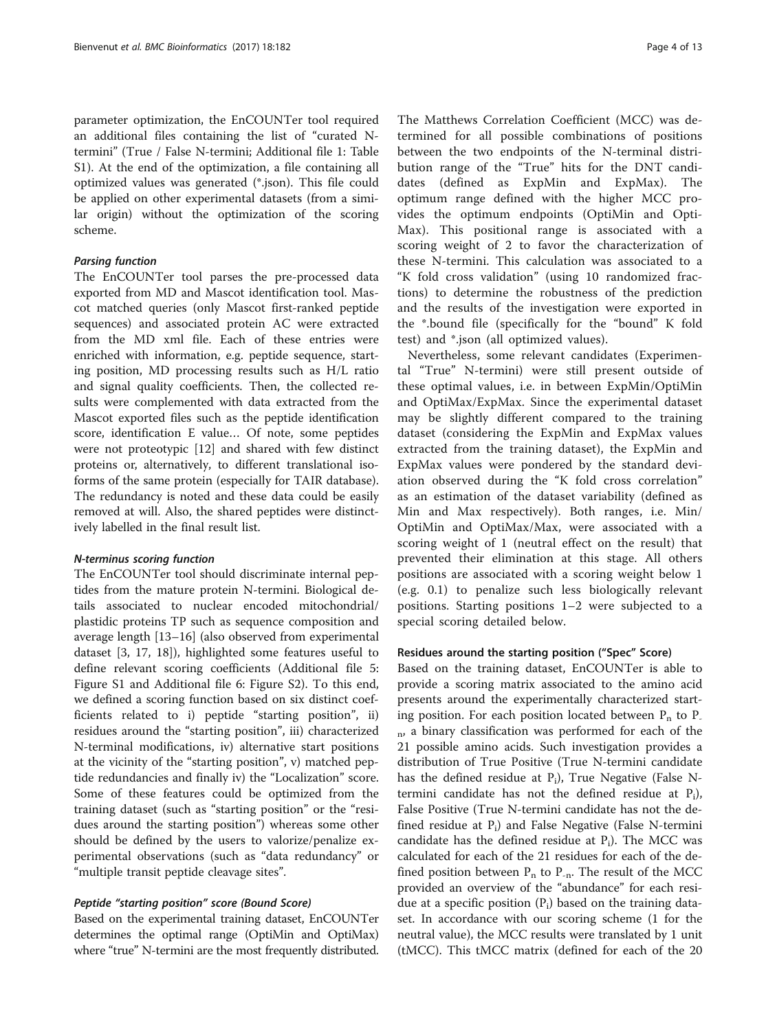parameter optimization, the EnCOUNTer tool required an additional files containing the list of "curated N-termini" (True / False N-termini; Additional file 1: Table S1). At the end of the optimization, a file containing all optimized values was generated (*.json). This file could be applied on other experimental datasets (from a similar origin) without the optimization of the scoring scheme.

#### *Parsing function*

The EnCOUNTer tool parses the pre-processed data exported from MD and Mascot identification tool. Mascot matched queries (only Mascot first-ranked peptide sequences) and associated protein AC were extracted from the MD xml file. Each of these entries were enriched with information, e.g. peptide sequence, starting position, MD processing results such as H/L ratio and signal quality coefficients. Then, the collected results were complemented with data extracted from the Mascot exported files such as the peptide identification score, identification E value… Of note, some peptides were not proteotypic [12] and shared with few distinct proteins or, alternatively, to different translational isoforms of the same protein (especially for TAIR database). The redundancy is noted and these data could be easily removed at will. Also, the shared peptides were distinctively labelled in the final result list.

#### *N-terminus scoring function*

The EnCOUNTer tool should discriminate internal peptides from the mature protein N-termini. Biological details associated to nuclear encoded mitochondrial/plastidic proteins TP such as sequence composition and average length [13–16] (also observed from experimental dataset [3, 17, 18]), highlighted some features useful to define relevant scoring coefficients (Additional file 5: Figure S1 and Additional file 6: Figure S2). To this end, we defined a scoring function based on six distinct coefficients related to i) peptide "starting position", ii) residues around the "starting position", iii) characterized N-terminal modifications, iv) alternative start positions at the vicinity of the "starting position", v) matched peptide redundancies and finally iv) the "Localization" score. Some of these features could be optimized from the training dataset (such as "starting position" or the "residues around the starting position") whereas some other should be defined by the users to valorize/penalize experimental observations (such as "data redundancy" or "multiple transit peptide cleavage sites".

#### *Peptide "starting position" score (Bound Score)*

Based on the experimental training dataset, EnCOUNTer determines the optimal range (OptiMin and OptiMax) where "true" N-termini are the most frequently distributed. The Matthews Correlation Coefficient (MCC) was determined for all possible combinations of positions between the two endpoints of the N-terminal distribution range of the "True" hits for the DNT candidates (defined as ExpMin and ExpMax). The optimum range defined with the higher MCC provides the optimum endpoints (OptiMin and OptiMax). This positional range is associated with a scoring weight of 2 to favor the characterization of these N-termini. This calculation was associated to a "K fold cross validation" (using 10 randomized fractions) to determine the robustness of the prediction and the results of the investigation were exported in the *.bound file (specifically for the "bound" K fold test) and *.json (all optimized values).

Nevertheless, some relevant candidates (Experimental "True" N-termini) were still present outside of these optimal values, i.e. in between ExpMin/OptiMin and OptiMax/ExpMax. Since the experimental dataset may be slightly different compared to the training dataset (considering the ExpMin and ExpMax values extracted from the training dataset), the ExpMin and ExpMax values were pondered by the standard deviation observed during the "K fold cross correlation" as an estimation of the dataset variability (defined as Min and Max respectively). Both ranges, i.e. Min/OptiMin and OptiMax/Max, were associated with a scoring weight of 1 (neutral effect on the result) that prevented their elimination at this stage. All others positions are associated with a scoring weight below 1 (e.g. 0.1) to penalize such less biologically relevant positions. Starting positions 1–2 were subjected to a special scoring detailed below.

### Residues around the starting position ("Spec" Score)

Based on the training dataset, EnCOUNTer is able to provide a scoring matrix associated to the amino acid presents around the experimentally characterized starting position. For each position located between $P_n$ to $P_{-n}$, a binary classification was performed for each of the 21 possible amino acids. Such investigation provides a distribution of True Positive (True N-termini candidate has the defined residue at $P_i$), True Negative (False N-termini candidate has not the defined residue at $P_i$), False Positive (True N-termini candidate has not the defined residue at $P_i$) and False Negative (False N-termini candidate has the defined residue at $P_i$). The MCC was calculated for each of the 21 residues for each of the defined position between $P_n$ to $P_{-n}$. The result of the MCC provided an overview of the "abundance" for each residue at a specific position ($P_i$) based on the training dataset. In accordance with our scoring scheme (1 for the neutral value), the MCC results were translated by 1 unit (tMCC). This tMCC matrix (defined for each of the 20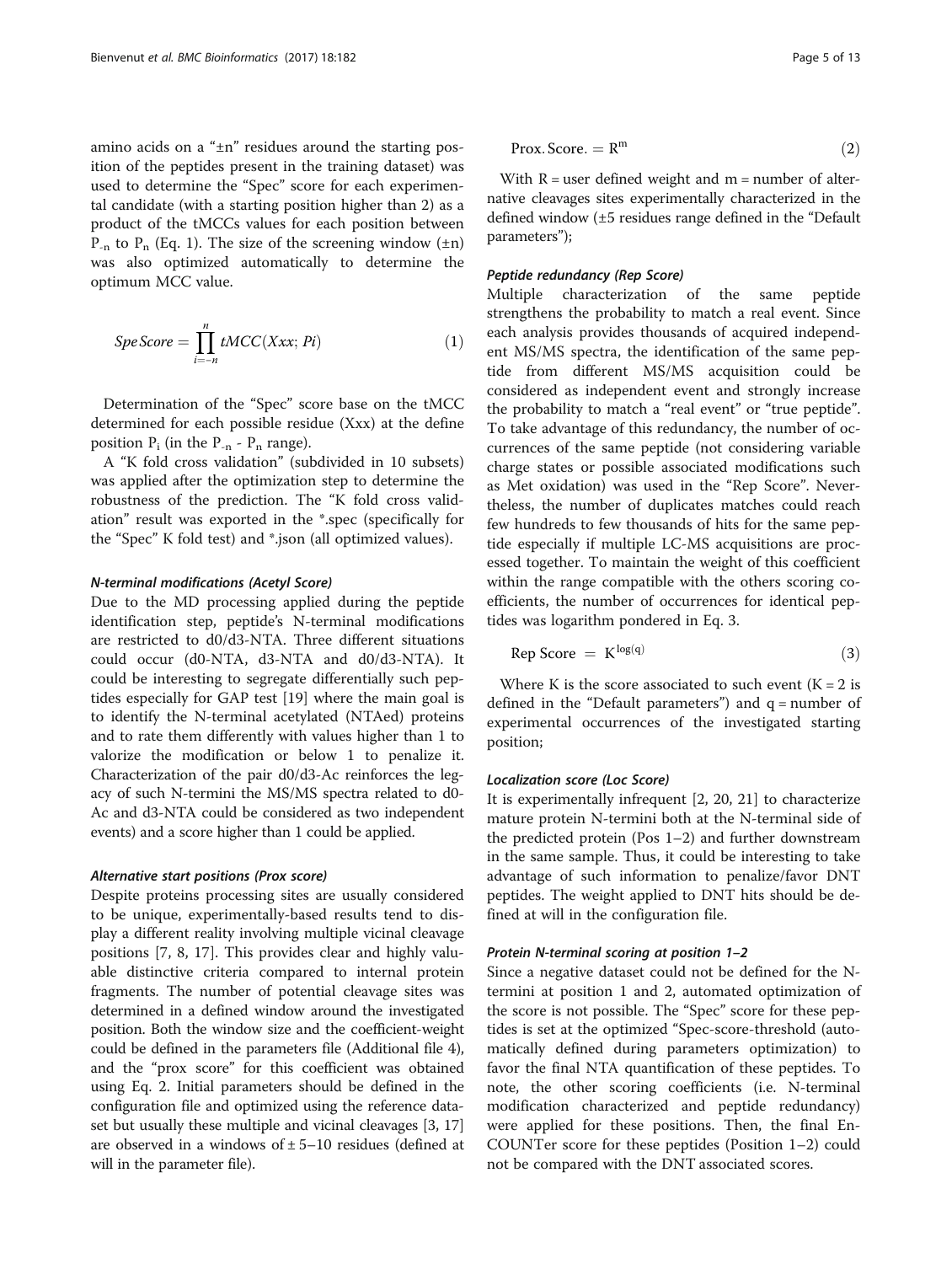amino acids on a "±n" residues around the starting position of the peptides present in the training dataset) was used to determine the "Spec" score for each experimental candidate (with a starting position higher than 2) as a product of the tMCCs values for each position between $P_{-n}$ to $P_n$ (Eq. 1). The size of the screening window (±n) was also optimized automatically to determine the optimum MCC value.

$$SpeScore = \prod_{i=-n}^{n} tMCC(Xxx; Pi) \tag{1}$$

Determination of the "Spec" score base on the tMCC determined for each possible residue (Xxx) at the define position $P_i$ (in the $P_{-n}$ - $P_n$ range).

A "K fold cross validation" (subdivided in 10 subsets) was applied after the optimization step to determine the robustness of the prediction. The "K fold cross validation" result was exported in the *.spec (specifically for the "Spec" K fold test) and *.json (all optimized values).

#### *N-terminal modifications (Acetyl Score)*

Due to the MD processing applied during the peptide identification step, peptide's N-terminal modifications are restricted to d0/d3-NTA. Three different situations could occur (d0-NTA, d3-NTA and d0/d3-NTA). It could be interesting to segregate differentially such peptides especially for GAP test [19] where the main goal is to identify the N-terminal acetylated (NTAed) proteins and to rate them differently with values higher than 1 to valorize the modification or below 1 to penalize it. Characterization of the pair d0/d3-Ac reinforces the legacy of such N-termini the MS/MS spectra related to d0-Ac and d3-NTA could be considered as two independent events) and a score higher than 1 could be applied.

#### *Alternative start positions (Prox score)*

Despite proteins processing sites are usually considered to be unique, experimentally-based results tend to display a different reality involving multiple vicinal cleavage positions [7, 8, 17]. This provides clear and highly valuable distinctive criteria compared to internal protein fragments. The number of potential cleavage sites was determined in a defined window around the investigated position. Both the window size and the coefficient-weight could be defined in the parameters file (Additional file 4), and the "prox score" for this coefficient was obtained using Eq. 2. Initial parameters should be defined in the configuration file and optimized using the reference dataset but usually these multiple and vicinal cleavages [3, 17] are observed in a windows of ± 5–10 residues (defined at will in the parameter file).

$$\text{Prox. Score.} = \text{R}^{\text{m}} \tag{2}$$

With R = user defined weight and m = number of alternative cleavages sites experimentally characterized in the defined window (±5 residues range defined in the "Default parameters");

#### *Peptide redundancy (Rep Score)*

Multiple characterization of the same peptide strengthens the probability to match a real event. Since each analysis provides thousands of acquired independent MS/MS spectra, the identification of the same peptide from different MS/MS acquisition could be considered as independent event and strongly increase the probability to match a "real event" or "true peptide". To take advantage of this redundancy, the number of occurrences of the same peptide (not considering variable charge states or possible associated modifications such as Met oxidation) was used in the "Rep Score". Nevertheless, the number of duplicates matches could reach few hundreds to few thousands of hits for the same peptide especially if multiple LC-MS acquisitions are processed together. To maintain the weight of this coefficient within the range compatible with the others scoring coefficients, the number of occurrences for identical peptides was logarithm pondered in Eq. 3.

$$\text{Rep Score} = \text{K}^{\log(\text{q})} \tag{3}$$

Where K is the score associated to such event (K = 2 is defined in the "Default parameters") and q = number of experimental occurrences of the investigated starting position;

#### *Localization score (Loc Score)*

It is experimentally infrequent [2, 20, 21] to characterize mature protein N-termini both at the N-terminal side of the predicted protein (Pos 1–2) and further downstream in the same sample. Thus, it could be interesting to take advantage of such information to penalize/favor DNT peptides. The weight applied to DNT hits should be defined at will in the configuration file.

#### *Protein N-terminal scoring at position 1–2*

Since a negative dataset could not be defined for the N-termini at position 1 and 2, automated optimization of the score is not possible. The "Spec" score for these peptides is set at the optimized "Spec-score-threshold (automatically defined during parameters optimization) to favor the final NTA quantification of these peptides. To note, the other scoring coefficients (i.e. N-terminal modification characterized and peptide redundancy) were applied for these positions. Then, the final EnCOUNTer score for these peptides (Position 1–2) could not be compared with the DNT associated scores.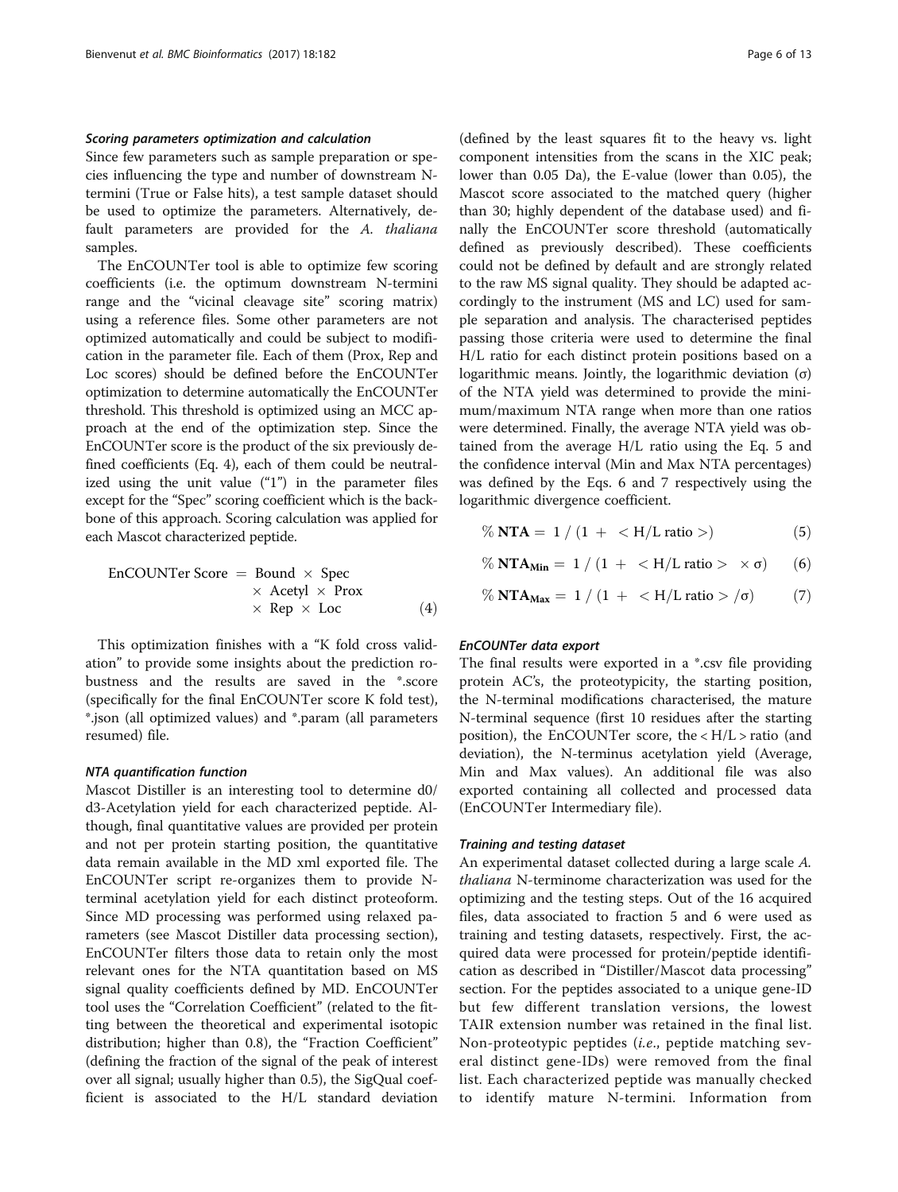#### Scoring parameters optimization and calculation

Since few parameters such as sample preparation or species influencing the type and number of downstream N-termini (True or False hits), a test sample dataset should be used to optimize the parameters. Alternatively, default parameters are provided for the *A. thaliana* samples.

The EnCOUNTer tool is able to optimize few scoring coefficients (i.e. the optimum downstream N-termini range and the "vicinal cleavage site" scoring matrix) using a reference files. Some other parameters are not optimized automatically and could be subject to modification in the parameter file. Each of them (Prox, Rep and Loc scores) should be defined before the EnCOUNTer optimization to determine automatically the EnCOUNTer threshold. This threshold is optimized using an MCC approach at the end of the optimization step. Since the EnCOUNTer score is the product of the six previously defined coefficients (Eq. 4), each of them could be neutralized using the unit value ("1") in the parameter files except for the "Spec" scoring coefficient which is the backbone of this approach. Scoring calculation was applied for each Mascot characterized peptide.

$$\text{EnCOUNTer Score} = \text{Bound} \times \text{Spec} \times \text{Acetyl} \times \text{Prox} \times \text{Rep} \times \text{Loc} \tag{4}$$

This optimization finishes with a "K fold cross validation" to provide some insights about the prediction robustness and the results are saved in the *.score (specifically for the final EnCOUNTer score K fold test), *.json (all optimized values) and *.param (all parameters resumed) file.

#### NTA quantification function

Mascot Distiller is an interesting tool to determine d0/d3-Acetylation yield for each characterized peptide. Although, final quantitative values are provided per protein and not per protein starting position, the quantitative data remain available in the MD xml exported file. The EnCOUNTer script re-organizes them to provide N-terminal acetylation yield for each distinct proteoform. Since MD processing was performed using relaxed parameters (see Mascot Distiller data processing section), EnCOUNTer filters those data to retain only the most relevant ones for the NTA quantitation based on MS signal quality coefficients defined by MD. EnCOUNTer tool uses the "Correlation Coefficient" (related to the fitting between the theoretical and experimental isotopic distribution; higher than 0.8), the "Fraction Coefficient" (defining the fraction of the signal of the peak of interest over all signal; usually higher than 0.5), the SigQual coefficient is associated to the H/L standard deviation (defined by the least squares fit to the heavy vs. light component intensities from the scans in the XIC peak; lower than 0.05 Da), the E-value (lower than 0.05), the Mascot score associated to the matched query (higher than 30; highly dependent of the database used) and finally the EnCOUNTer score threshold (automatically defined as previously described). These coefficients could not be defined by default and are strongly related to the raw MS signal quality. They should be adapted accordingly to the instrument (MS and LC) used for sample separation and analysis. The characterised peptides passing those criteria were used to determine the final H/L ratio for each distinct protein positions based on a logarithmic means. Jointly, the logarithmic deviation (σ) of the NTA yield was determined to provide the minimum/maximum NTA range when more than one ratios were determined. Finally, the average NTA yield was obtained from the average H/L ratio using the Eq. 5 and the confidence interval (Min and Max NTA percentages) was defined by the Eqs. 6 and 7 respectively using the logarithmic divergence coefficient.

$$\%\,\mathbf{NTA} = 1 \,/\, (1 + \langle \text{H/L ratio} \rangle) \tag{5}$$

$$\%\,\mathbf{NTA_{Min}} = 1 \,/\, (1 + \langle \text{H/L ratio} \rangle \times \sigma) \tag{6}$$

$$\%\,\mathbf{NTA_{Max}} = 1 \,/\, (1 + \langle \text{H/L ratio} \rangle / \sigma) \tag{7}$$

#### EnCOUNTer data export

The final results were exported in a *.csv file providing protein AC's, the proteotypicity, the starting position, the N-terminal modifications characterised, the mature N-terminal sequence (first 10 residues after the starting position), the EnCOUNTer score, the < H/L > ratio (and deviation), the N-terminus acetylation yield (Average, Min and Max values). An additional file was also exported containing all collected and processed data (EnCOUNTer Intermediary file).

#### Training and testing dataset

An experimental dataset collected during a large scale *A. thaliana* N-terminome characterization was used for the optimizing and the testing steps. Out of the 16 acquired files, data associated to fraction 5 and 6 were used as training and testing datasets, respectively. First, the acquired data were processed for protein/peptide identification as described in "Distiller/Mascot data processing" section. For the peptides associated to a unique gene-ID but few different translation versions, the lowest TAIR extension number was retained in the final list. Non-proteotypic peptides (*i.e.*, peptide matching several distinct gene-IDs) were removed from the final list. Each characterized peptide was manually checked to identify mature N-termini. Information from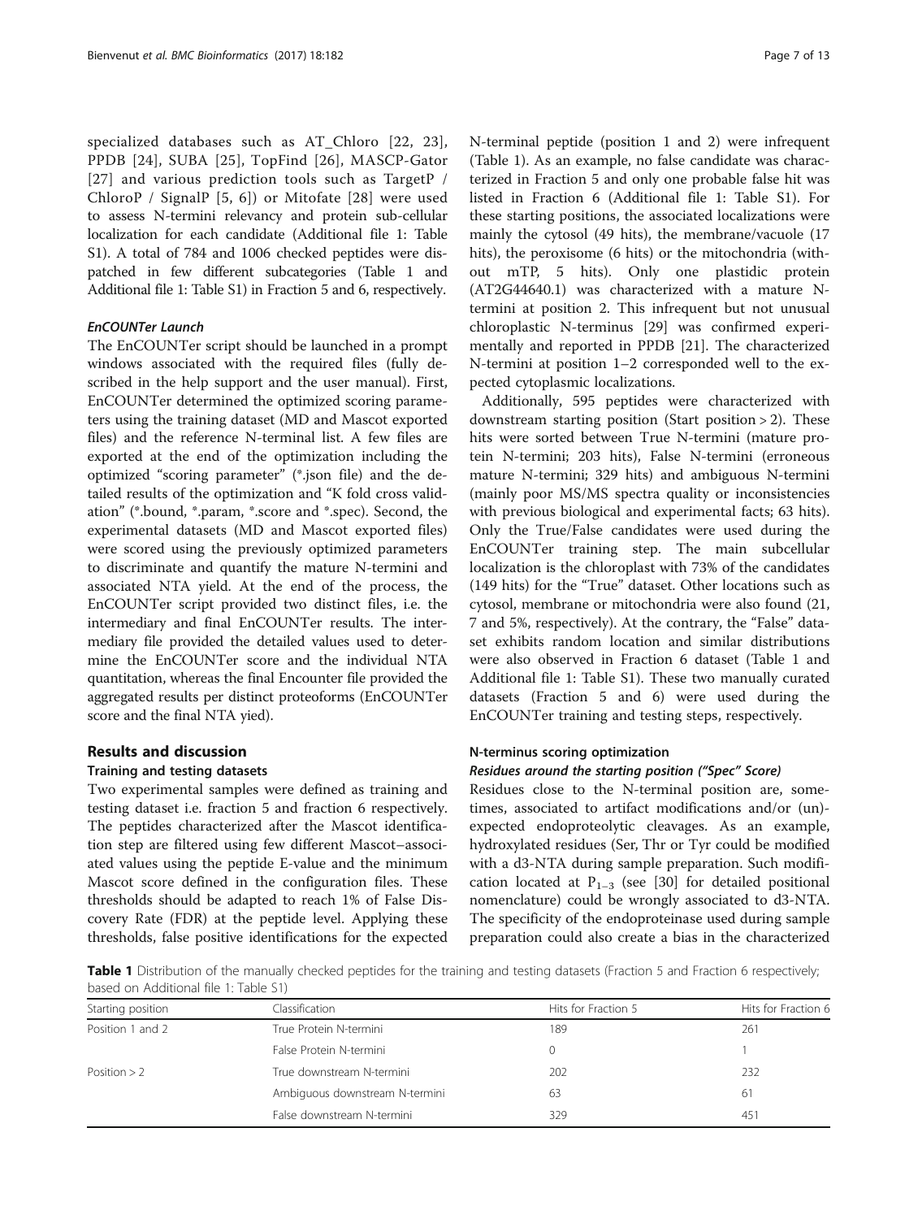specialized databases such as AT_Chloro [22, 23], PPDB [24], SUBA [25], TopFind [26], MASCP-Gator [27] and various prediction tools such as TargetP / ChloroP / SignalP [5, 6]) or Mitofate [28] were used to assess N-termini relevancy and protein sub-cellular localization for each candidate (Additional file 1: Table S1). A total of 784 and 1006 checked peptides were dispatched in few different subcategories (Table 1 and Additional file 1: Table S1) in Fraction 5 and 6, respectively.

#### *EnCOUNTer Launch*

The EnCOUNTer script should be launched in a prompt windows associated with the required files (fully described in the help support and the user manual). First, EnCOUNTer determined the optimized scoring parameters using the training dataset (MD and Mascot exported files) and the reference N-terminal list. A few files are exported at the end of the optimization including the optimized "scoring parameter" (*.json file) and the detailed results of the optimization and "K fold cross validation" (*.bound, *.param, *.score and *.spec). Second, the experimental datasets (MD and Mascot exported files) were scored using the previously optimized parameters to discriminate and quantify the mature N-termini and associated NTA yield. At the end of the process, the EnCOUNTer script provided two distinct files, i.e. the intermediary and final EnCOUNTer results. The intermediary file provided the detailed values used to determine the EnCOUNTer score and the individual NTA quantitation, whereas the final Encounter file provided the aggregated results per distinct proteoforms (EnCOUNTer score and the final NTA yied).

## Results and discussion

### Training and testing datasets

Two experimental samples were defined as training and testing dataset i.e. fraction 5 and fraction 6 respectively. The peptides characterized after the Mascot identification step are filtered using few different Mascot–associated values using the peptide E-value and the minimum Mascot score defined in the configuration files. These thresholds should be adapted to reach 1% of False Discovery Rate (FDR) at the peptide level. Applying these thresholds, false positive identifications for the expected N-terminal peptide (position 1 and 2) were infrequent (Table 1). As an example, no false candidate was characterized in Fraction 5 and only one probable false hit was listed in Fraction 6 (Additional file 1: Table S1). For these starting positions, the associated localizations were mainly the cytosol (49 hits), the membrane/vacuole (17 hits), the peroxisome (6 hits) or the mitochondria (without mTP, 5 hits). Only one plastidic protein (AT2G44640.1) was characterized with a mature N-termini at position 2. This infrequent but not unusual chloroplastic N-terminus [29] was confirmed experimentally and reported in PPDB [21]. The characterized N-termini at position 1–2 corresponded well to the expected cytoplasmic localizations.

Additionally, 595 peptides were characterized with downstream starting position (Start position > 2). These hits were sorted between True N-termini (mature protein N-termini; 203 hits), False N-termini (erroneous mature N-termini; 329 hits) and ambiguous N-termini (mainly poor MS/MS spectra quality or inconsistencies with previous biological and experimental facts; 63 hits). Only the True/False candidates were used during the EnCOUNTer training step. The main subcellular localization is the chloroplast with 73% of the candidates (149 hits) for the "True" dataset. Other locations such as cytosol, membrane or mitochondria were also found (21, 7 and 5%, respectively). At the contrary, the "False" dataset exhibits random location and similar distributions were also observed in Fraction 6 dataset (Table 1 and Additional file 1: Table S1). These two manually curated datasets (Fraction 5 and 6) were used during the EnCOUNTer training and testing steps, respectively.

### N-terminus scoring optimization

#### *Residues around the starting position ("Spec" Score)*

Residues close to the N-terminal position are, sometimes, associated to artifact modifications and/or (un)-expected endoproteolytic cleavages. As an example, hydroxylated residues (Ser, Thr or Tyr could be modified with a d3-NTA during sample preparation. Such modification located at $P_{1-3}$ (see [30] for detailed positional nomenclature) could be wrongly associated to d3-NTA. The specificity of the endoproteinase used during sample preparation could also create a bias in the characterized

**Table 1** Distribution of the manually checked peptides for the training and testing datasets (Fraction 5 and Fraction 6 respectively; based on Additional file 1: Table S1)

| Starting position | Classification | Hits for Fraction 5 | Hits for Fraction 6 |
|---|---|---|---|
| Position 1 and 2 | True Protein N-termini | 189 | 261 |
| | False Protein N-termini | 0 | 1 |
| Position > 2 | True downstream N-termini | 202 | 232 |
| | Ambiguous downstream N-termini | 63 | 61 |
| | False downstream N-termini | 329 | 451 |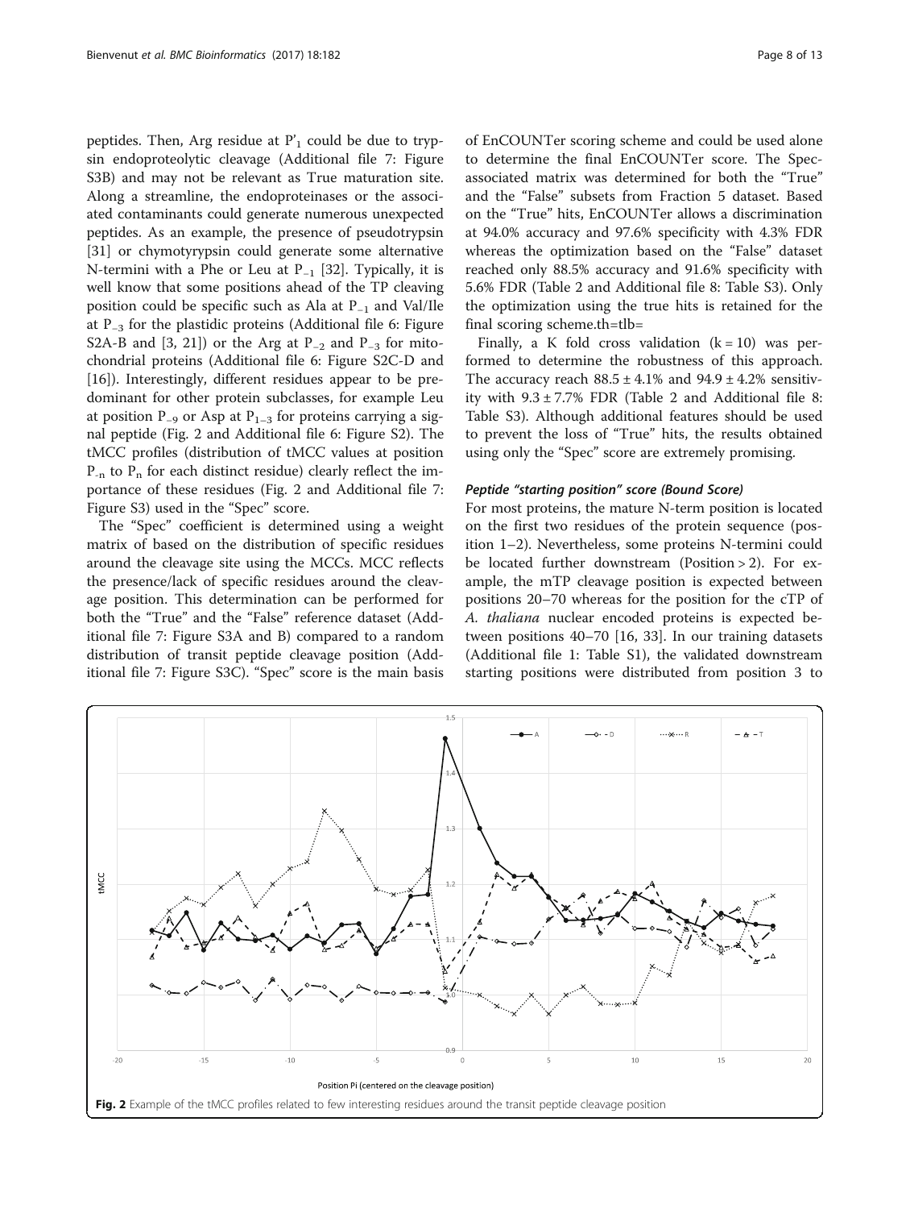peptides. Then, Arg residue at $P'_1$ could be due to trypsin endoproteolytic cleavage (Additional file 7: Figure S3B) and may not be relevant as True maturation site. Along a streamline, the endoproteinases or the associated contaminants could generate numerous unexpected peptides. As an example, the presence of pseudotrypsin [31] or chymotyrypsin could generate some alternative N-termini with a Phe or Leu at $P_{-1}$ [32]. Typically, it is well know that some positions ahead of the TP cleaving position could be specific such as Ala at $P_{-1}$ and Val/Ile at $P_{-3}$ for the plastidic proteins (Additional file 6: Figure S2A-B and [3, 21]) or the Arg at $P_{-2}$ and $P_{-3}$ for mitochondrial proteins (Additional file 6: Figure S2C-D and [16]). Interestingly, different residues appear to be predominant for other protein subclasses, for example Leu at position $P_{-9}$ or Asp at $P_{1-3}$ for proteins carrying a signal peptide (Fig. 2 and Additional file 6: Figure S2). The tMCC profiles (distribution of tMCC values at position $P_{-n}$ to $P_n$ for each distinct residue) clearly reflect the importance of these residues (Fig. 2 and Additional file 7: Figure S3) used in the "Spec" score.

The "Spec" coefficient is determined using a weight matrix of based on the distribution of specific residues around the cleavage site using the MCCs. MCC reflects the presence/lack of specific residues around the cleavage position. This determination can be performed for both the "True" and the "False" reference dataset (Additional file 7: Figure S3A and B) compared to a random distribution of transit peptide cleavage position (Additional file 7: Figure S3C). "Spec" score is the main basis of EnCOUNTer scoring scheme and could be used alone to determine the final EnCOUNTer score. The Spec-associated matrix was determined for both the "True" and the "False" subsets from Fraction 5 dataset. Based on the "True" hits, EnCOUNTer allows a discrimination at 94.0% accuracy and 97.6% specificity with 4.3% FDR whereas the optimization based on the "False" dataset reached only 88.5% accuracy and 91.6% specificity with 5.6% FDR (Table 2 and Additional file 8: Table S3). Only the optimization using the true hits is retained for the final scoring scheme.th=tlb=

Finally, a K fold cross validation (k = 10) was performed to determine the robustness of this approach. The accuracy reach 88.5 ± 4.1% and 94.9 ± 4.2% sensitivity with 9.3 ± 7.7% FDR (Table 2 and Additional file 8: Table S3). Although additional features should be used to prevent the loss of "True" hits, the results obtained using only the "Spec" score are extremely promising.

#### *Peptide "starting position" score (Bound Score)*

For most proteins, the mature N-term position is located on the first two residues of the protein sequence (position 1–2). Nevertheless, some proteins N-termini could be located further downstream (Position > 2). For example, the mTP cleavage position is expected between positions 20–70 whereas for the position for the cTP of *A. thaliana* nuclear encoded proteins is expected between positions 40–70 [16, 33]. In our training datasets (Additional file 1: Table S1), the validated downstream starting positions were distributed from position 3 to

**Fig. 2** Example of the tMCC profiles related to few interesting residues around the transit peptide cleavage position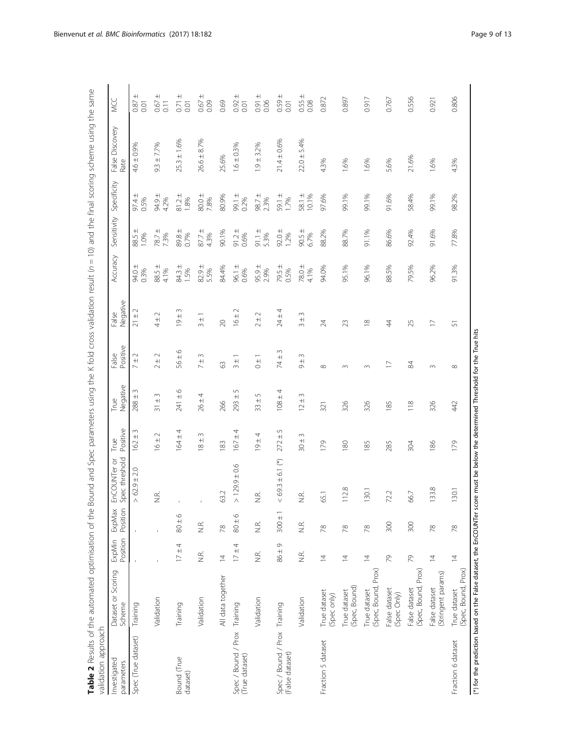**Table 2** Results of the automated optimisation of the Bound and Spec parameters using the K fold cross validation result ($n = 10$) and the final scoring scheme using the same validation approach

| Investigated parameters | Dataset or Scoring Scheme | ExpMin Position | ExpMax Position | EnCOUNTer or Spec threshold | True Positive | True Negative | False Positive | False Negative | Accuracy | Sensitivity | Specificity | False Discovery Rate | MCC |
|---|---|---|---|---|---|---|---|---|---|---|---|---|---|
| Spec (True dataset) | Training | - | - | > 62.9 ± 2.0 | 162 ± 3 | 288 ± 3 | 7 ± 2 | 21 ± 2 | 94.0 ± 0.3% | 88.5 ± 1.0% | 97.4 ± 0.5% | 4.6 ± 0.9% | 0.87 ± 0.01 |
| | Validation | - | - | N.R. | 16 ± 2 | 31 ± 3 | 2 ± 2 | 4 ± 2 | 88.5 ± 4.1% | 78.7 ± 7.3% | 94.9 ± 4.2% | 9.3 ± 7.7% | 0.67 ± 0.11 |
| Bound (True dataset) | Training | 17 ± 4 | 80 ± 6 | - | 164 ± 4 | 241 ± 6 | 56 ± 6 | 19 ± 3 | 84.3 ± 1.5% | 89.8 ± 0.7% | 81.2 ± 1.8% | 25.3 ± 1.6% | 0.71 ± 0.01 |
| | Validation | N.R. | N.R. | - | 18 ± 3 | 26 ± 4 | 7 ± 3 | 3 ± 1 | 82.9 ± 5.5% | 87.7 ± 4.3% | 80.0 ± 7.8% | 26.6 ± 8.7% | 0.67 ± 0.09 |
| | All data together | 14 | 78 | 63.2 | 183 | 266 | 63 | 20 | 84.4% | 90.1% | 80.9% | 25.6% | 0.69 |
| Spec / Bound / Prox (True dataset) | Training | 17 ± 4 | 80 ± 6 | > 129.9 ± 0.6 | 167 ± 4 | 293 ± 5 | 3 ± 1 | 16 ± 2 | 96.1 ± 0.6% | 91.2 ± 0.6% | 99.1 ± 0.2% | 1.6 ± 0.3% | 0.92 ± 0.01 |
| | Validation | N.R. | N.R. | N.R. | 19 ± 4 | 33 ± 5 | 0 ± 1 | 2 ± 2 | 95.9 ± 2.9% | 91.1 ± 5.3% | 98.7 ± 2.3% | 1.9 ± 3.2% | 0.91 ± 0.06 |
| Spec / Bound / Prox (False dataset) | Training | 86 ± 9 | 300 ± 1 | < 69.3 ± 6.1 (*) | 272 ± 5 | 108 ± 4 | 74 ± 3 | 24 ± 4 | 79.5 ± 0.5% | 92.0 ± 1.2% | 59.1 ± 1.7% | 21.4 ± 0.6% | 0.59 ± 0.01 |
| | Validation | N.R. | N.R. | N.R. | 30 ± 3 | 12 ± 3 | 9 ± 3 | 3 ± 3 | 78.0 ± 4.1% | 90.5 ± 6.7% | 58.1 ± 10.1% | 22.0 ± 5.4% | 0.55 ± 0.08 |
| Fraction 5 dataset | True dataset (Spec only) | 14 | 78 | 65.1 | 179 | 321 | 8 | 24 | 94.0% | 88.2% | 97.6% | 4.3% | 0.872 |
| | True dataset (Spec, Bound) | 14 | 78 | 112.8 | 180 | 326 | 3 | 23 | 95.1% | 88.7% | 99.1% | 1.6% | 0.897 |
| | True dataset (Spec, Bound, Prox) | 14 | 78 | 130.1 | 185 | 326 | 3 | 18 | 96.1% | 91.1% | 99.1% | 1.6% | 0.917 |
| | False dataset (Spec Only) | 79 | 300 | 72.2 | 285 | 185 | 17 | 44 | 88.5% | 86.6% | 91.6% | 5.6% | 0.767 |
| | False dataset (Spec, Bound, Prox) | 79 | 300 | 66.7 | 304 | 118 | 84 | 25 | 79.5% | 92.4% | 58.4% | 21.6% | 0.556 |
| | False dataset (Stringent params) | 14 | 78 | 133.8 | 186 | 326 | 3 | 17 | 96.2% | 91.6% | 99.1% | 1.6% | 0.921 |
| Fraction 6 dataset | True dataset (Spec, Bound, Prox) | 14 | 78 | 130.1 | 179 | 442 | 8 | 51 | 91.3% | 77.8% | 98.2% | 4.3% | 0.806 |

(*) for the prediction based on the False dataset, the EnCOUNTer score must be below the determined Threshold for the True hits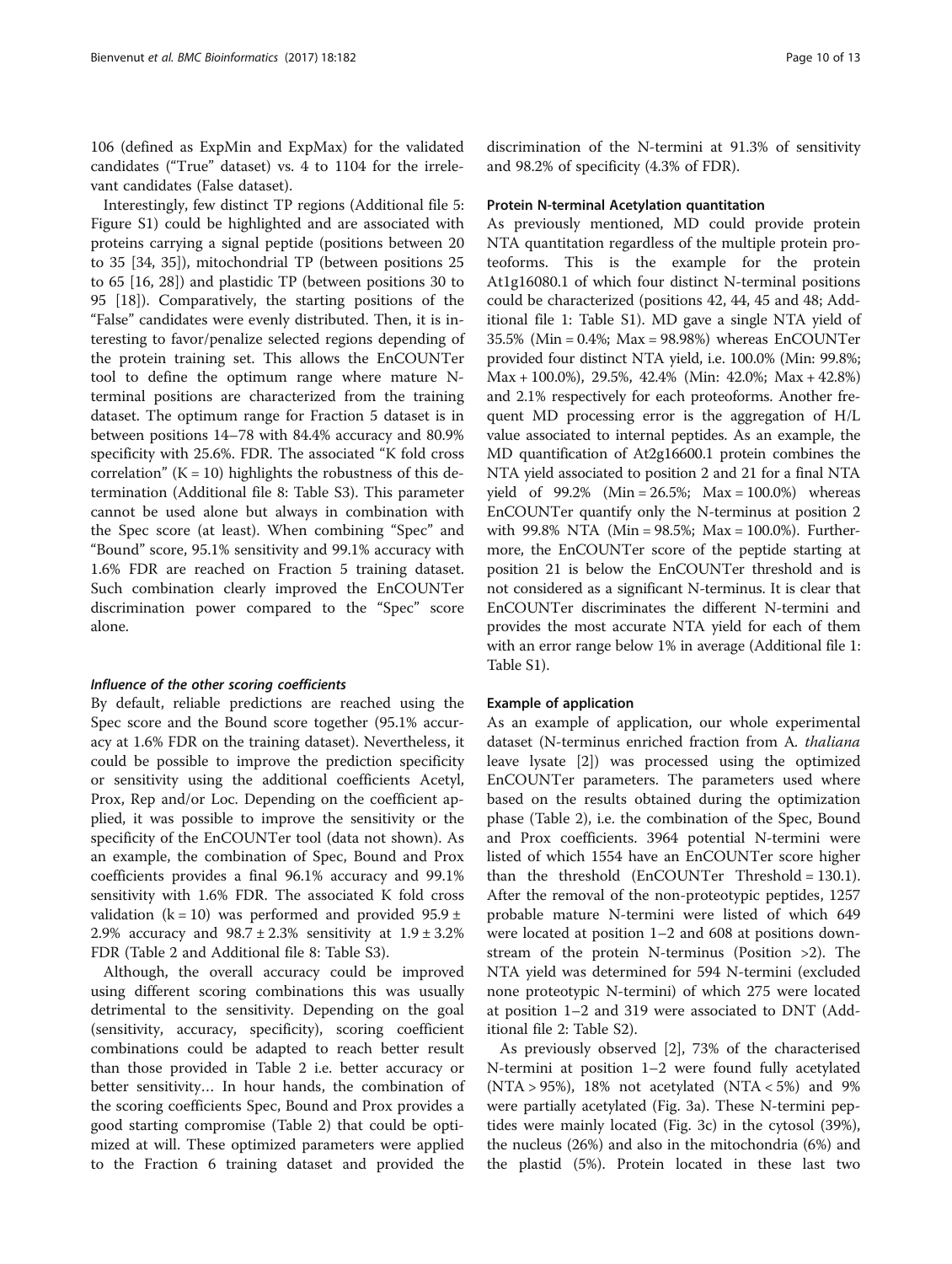106 (defined as ExpMin and ExpMax) for the validated candidates ("True" dataset) vs. 4 to 1104 for the irrelevant candidates (False dataset).

Interestingly, few distinct TP regions (Additional file 5: Figure S1) could be highlighted and are associated with proteins carrying a signal peptide (positions between 20 to 35 [34, 35]), mitochondrial TP (between positions 25 to 65 [16, 28]) and plastidic TP (between positions 30 to 95 [18]). Comparatively, the starting positions of the "False" candidates were evenly distributed. Then, it is interesting to favor/penalize selected regions depending of the protein training set. This allows the EnCOUNTer tool to define the optimum range where mature N-terminal positions are characterized from the training dataset. The optimum range for Fraction 5 dataset is in between positions 14–78 with 84.4% accuracy and 80.9% specificity with 25.6%. FDR. The associated "K fold cross correlation" (K = 10) highlights the robustness of this determination (Additional file 8: Table S3). This parameter cannot be used alone but always in combination with the Spec score (at least). When combining "Spec" and "Bound" score, 95.1% sensitivity and 99.1% accuracy with 1.6% FDR are reached on Fraction 5 training dataset. Such combination clearly improved the EnCOUNTer discrimination power compared to the "Spec" score alone.

#### *Influence of the other scoring coefficients*

By default, reliable predictions are reached using the Spec score and the Bound score together (95.1% accuracy at 1.6% FDR on the training dataset). Nevertheless, it could be possible to improve the prediction specificity or sensitivity using the additional coefficients Acetyl, Prox, Rep and/or Loc. Depending on the coefficient applied, it was possible to improve the sensitivity or the specificity of the EnCOUNTer tool (data not shown). As an example, the combination of Spec, Bound and Prox coefficients provides a final 96.1% accuracy and 99.1% sensitivity with 1.6% FDR. The associated K fold cross validation (k = 10) was performed and provided 95.9 ± 2.9% accuracy and 98.7 ± 2.3% sensitivity at 1.9 ± 3.2% FDR (Table 2 and Additional file 8: Table S3).

Although, the overall accuracy could be improved using different scoring combinations this was usually detrimental to the sensitivity. Depending on the goal (sensitivity, accuracy, specificity), scoring coefficient combinations could be adapted to reach better result than those provided in Table 2 i.e. better accuracy or better sensitivity… In hour hands, the combination of the scoring coefficients Spec, Bound and Prox provides a good starting compromise (Table 2) that could be optimized at will. These optimized parameters were applied to the Fraction 6 training dataset and provided the discrimination of the N-termini at 91.3% of sensitivity and 98.2% of specificity (4.3% of FDR).

### Protein N-terminal Acetylation quantitation

As previously mentioned, MD could provide protein NTA quantitation regardless of the multiple protein proteoforms. This is the example for the protein At1g16080.1 of which four distinct N-terminal positions could be characterized (positions 42, 44, 45 and 48; Additional file 1: Table S1). MD gave a single NTA yield of 35.5% (Min = 0.4%; Max = 98.98%) whereas EnCOUNTer provided four distinct NTA yield, i.e. 100.0% (Min: 99.8%; Max + 100.0%), 29.5%, 42.4% (Min: 42.0%; Max + 42.8%) and 2.1% respectively for each proteoforms. Another frequent MD processing error is the aggregation of H/L value associated to internal peptides. As an example, the MD quantification of At2g16600.1 protein combines the NTA yield associated to position 2 and 21 for a final NTA yield of 99.2% (Min = 26.5%; Max = 100.0%) whereas EnCOUNTer quantify only the N-terminus at position 2 with 99.8% NTA (Min = 98.5%; Max = 100.0%). Furthermore, the EnCOUNTer score of the peptide starting at position 21 is below the EnCOUNTer threshold and is not considered as a significant N-terminus. It is clear that EnCOUNTer discriminates the different N-termini and provides the most accurate NTA yield for each of them with an error range below 1% in average (Additional file 1: Table S1).

### Example of application

As an example of application, our whole experimental dataset (N-terminus enriched fraction from *A. thaliana* leave lysate [2]) was processed using the optimized EnCOUNTer parameters. The parameters used where based on the results obtained during the optimization phase (Table 2), i.e. the combination of the Spec, Bound and Prox coefficients. 3964 potential N-termini were listed of which 1554 have an EnCOUNTer score higher than the threshold (EnCOUNTer Threshold = 130.1). After the removal of the non-proteotypic peptides, 1257 probable mature N-termini were listed of which 649 were located at position 1–2 and 608 at positions downstream of the protein N-terminus (Position >2). The NTA yield was determined for 594 N-termini (excluded none proteotypic N-termini) of which 275 were located at position 1–2 and 319 were associated to DNT (Additional file 2: Table S2).

As previously observed [2], 73% of the characterised N-termini at position 1–2 were found fully acetylated (NTA > 95%), 18% not acetylated (NTA < 5%) and 9% were partially acetylated (Fig. 3a). These N-termini peptides were mainly located (Fig. 3c) in the cytosol (39%), the nucleus (26%) and also in the mitochondria (6%) and the plastid (5%). Protein located in these last two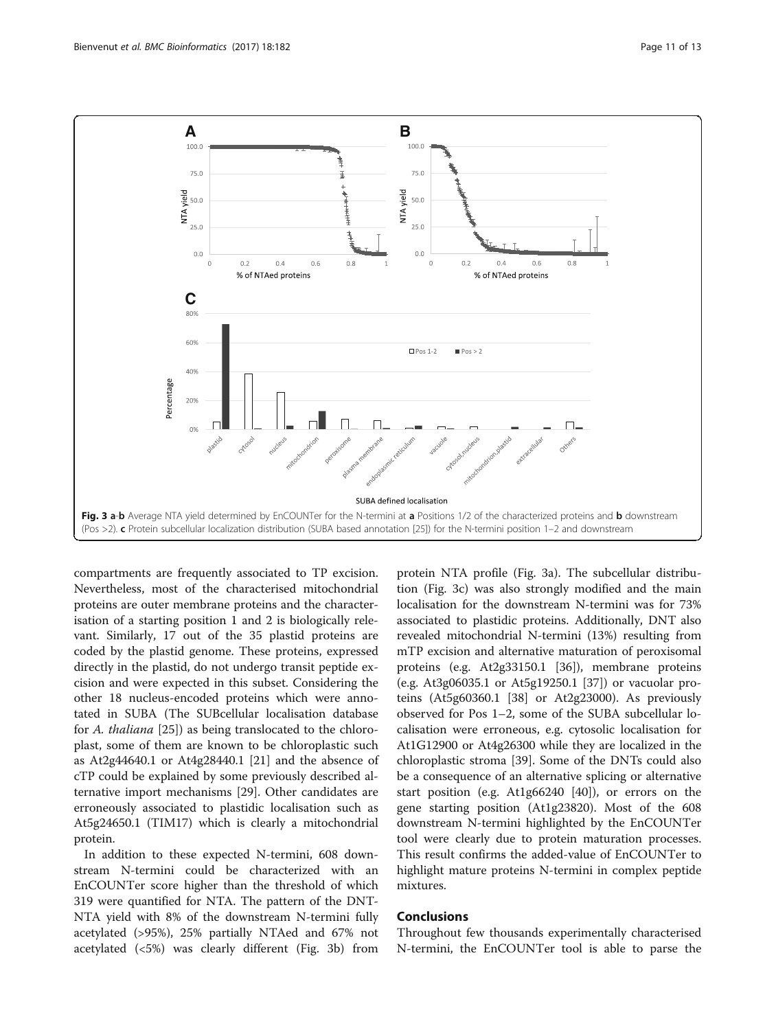Fig. 3 a-b Average NTA yield determined by EnCOUNTer for the N-termini at a Positions 1/2 of the characterized proteins and b downstream (Pos >2). c Protein subcellular localization distribution (SUBA based annotation [25]) for the N-termini position 1–2 and downstream

compartments are frequently associated to TP excision. Nevertheless, most of the characterised mitochondrial proteins are outer membrane proteins and the characterisation of a starting position 1 and 2 is biologically relevant. Similarly, 17 out of the 35 plastid proteins are coded by the plastid genome. These proteins, expressed directly in the plastid, do not undergo transit peptide excision and were expected in this subset. Considering the other 18 nucleus-encoded proteins which were annotated in SUBA (The SUBcellular localisation database for *A. thaliana* [25]) as being translocated to the chloroplast, some of them are known to be chloroplastic such as At2g44640.1 or At4g28440.1 [21] and the absence of cTP could be explained by some previously described alternative import mechanisms [29]. Other candidates are erroneously associated to plastidic localisation such as At5g24650.1 (TIM17) which is clearly a mitochondrial protein.

In addition to these expected N-termini, 608 downstream N-termini could be characterized with an EnCOUNTer score higher than the threshold of which 319 were quantified for NTA. The pattern of the DNT-NTA yield with 8% of the downstream N-termini fully acetylated (>95%), 25% partially NTAed and 67% not acetylated (<5%) was clearly different (Fig. 3b) from protein NTA profile (Fig. 3a). The subcellular distribution (Fig. 3c) was also strongly modified and the main localisation for the downstream N-termini was for 73% associated to plastidic proteins. Additionally, DNT also revealed mitochondrial N-termini (13%) resulting from mTP excision and alternative maturation of peroxisomal proteins (e.g. At2g33150.1 [36]), membrane proteins (e.g. At3g06035.1 or At5g19250.1 [37]) or vacuolar proteins (At5g60360.1 [38] or At2g23000). As previously observed for Pos 1–2, some of the SUBA subcellular localisation were erroneous, e.g. cytosolic localisation for At1G12900 or At4g26300 while they are localized in the chloroplastic stroma [39]. Some of the DNTs could also be a consequence of an alternative splicing or alternative start position (e.g. At1g66240 [40]), or errors on the gene starting position (At1g23820). Most of the 608 downstream N-termini highlighted by the EnCOUNTer tool were clearly due to protein maturation processes. This result confirms the added-value of EnCOUNTer to highlight mature proteins N-termini in complex peptide mixtures.

## Conclusions

Throughout few thousands experimentally characterised N-termini, the EnCOUNTer tool is able to parse the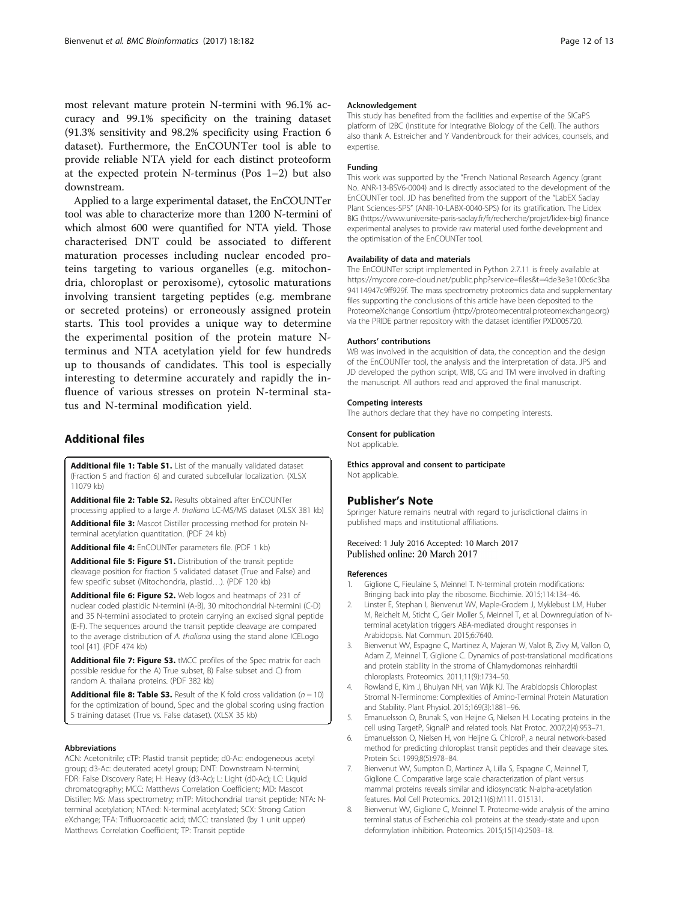most relevant mature protein N-termini with 96.1% accuracy and 99.1% specificity on the training dataset (91.3% sensitivity and 98.2% specificity using Fraction 6 dataset). Furthermore, the EnCOUNTer tool is able to provide reliable NTA yield for each distinct proteoform at the expected protein N-terminus (Pos 1–2) but also downstream.

Applied to a large experimental dataset, the EnCOUNTer tool was able to characterize more than 1200 N-termini of which almost 600 were quantified for NTA yield. Those characterised DNT could be associated to different maturation processes including nuclear encoded proteins targeting to various organelles (e.g. mitochondria, chloroplast or peroxisome), cytosolic maturations involving transient targeting peptides (e.g. membrane or secreted proteins) or erroneously assigned protein starts. This tool provides a unique way to determine the experimental position of the protein mature N-terminus and NTA acetylation yield for few hundreds up to thousands of candidates. This tool is especially interesting to determine accurately and rapidly the influence of various stresses on protein N-terminal status and N-terminal modification yield.

## Additional files

**Additional file 1: Table S1.** List of the manually validated dataset (Fraction 5 and fraction 6) and curated subcellular localization. (XLSX 11079 kb)

**Additional file 2: Table S2.** Results obtained after EnCOUNTer processing applied to a large *A. thaliana* LC-MS/MS dataset (XLSX 381 kb)

**Additional file 3:** Mascot Distiller processing method for protein N-terminal acetylation quantitation. (PDF 24 kb)

**Additional file 4:** EnCOUNTer parameters file. (PDF 1 kb)

**Additional file 5: Figure S1.** Distribution of the transit peptide cleavage position for fraction 5 validated dataset (True and False) and few specific subset (Mitochondria, plastid…). (PDF 120 kb)

**Additional file 6: Figure S2.** Web logos and heatmaps of 231 of nuclear coded plastidic N-termini (A-B), 30 mitochondrial N-termini (C-D) and 35 N-termini associated to protein carrying an excised signal peptide (E-F). The sequences around the transit peptide cleavage are compared to the average distribution of *A. thaliana* using the stand alone ICELogo tool [41]. (PDF 474 kb)

**Additional file 7: Figure S3.** tMCC profiles of the Spec matrix for each possible residue for the A) True subset, B) False subset and C) from random A. thaliana proteins. (PDF 382 kb)

**Additional file 8: Table S3.** Result of the K fold cross validation ($n = 10$) for the optimization of bound, Spec and the global scoring using fraction 5 training dataset (True vs. False dataset). (XLSX 35 kb)

#### Abbreviations

ACN: Acetonitrile; cTP: Plastid transit peptide; d0-Ac: endogeneous acetyl group; d3-Ac: deuterated acetyl group; DNT: Downstream N-termini; FDR: False Discovery Rate; H: Heavy (d3-Ac); L: Light (d0-Ac); LC: Liquid chromatography; MCC: Matthews Correlation Coefficient; MD: Mascot Distiller; MS: Mass spectrometry; mTP: Mitochondrial transit peptide; NTA: N-terminal acetylation; NTAed: N-terminal acetylated; SCX: Strong Cation eXchange; TFA: Trifluoroacetic acid; tMCC: translated (by 1 unit upper) Matthews Correlation Coefficient; TP: Transit peptide

#### Acknowledgement

This study has benefited from the facilities and expertise of the SICaPS platform of I2BC (Institute for Integrative Biology of the Cell). The authors also thank A. Estreicher and Y Vandenbrouck for their advices, counsels, and expertise.

#### Funding

This work was supported by the "French National Research Agency (grant No. ANR-13-BSV6-0004) and is directly associated to the development of the EnCOUNTer tool. JD has benefited from the support of the "LabEX Saclay Plant Sciences-SPS" (ANR-10-LABX-0040-SPS) for its gratification. The Lidex BIG (https://www.universite-paris-saclay.fr/fr/recherche/projet/lidex-big) finance experimental analyses to provide raw material used forthe development and the optimisation of the EnCOUNTer tool.

#### Availability of data and materials

The EnCOUNTer script implemented in Python 2.7.11 is freely available at https://mycore.core-cloud.net/public.php?service=files&t=4de3e3e100c6c3ba94114947c9ff929f. The mass spectrometry proteomics data and supplementary files supporting the conclusions of this article have been deposited to the ProteomeXchange Consortium (http://proteomecentral.proteomexchange.org) via the PRIDE partner repository with the dataset identifier PXD005720.

#### Authors' contributions

WB was involved in the acquisition of data, the conception and the design of the EnCOUNTer tool, the analysis and the interpretation of data. JPS and JD developed the python script, WIB, CG and TM were involved in drafting the manuscript. All authors read and approved the final manuscript.

#### Competing interests

The authors declare that they have no competing interests.

#### Consent for publication

Not applicable.

#### Ethics approval and consent to participate

Not applicable.

## Publisher's Note

Springer Nature remains neutral with regard to jurisdictional claims in published maps and institutional affiliations.

Received: 1 July 2016 Accepted: 10 March 2017
Published online: 20 March 2017

#### References

1. Giglione C, Fieulaine S, Meinnel T. N-terminal protein modifications: Bringing back into play the ribosome. Biochimie. 2015;114:134–46.
2. Linster E, Stephan I, Bienvenut WV, Maple-Grodem J, Myklebust LM, Huber M, Reichelt M, Sticht C, Geir Moller S, Meinnel T, et al. Downregulation of N-terminal acetylation triggers ABA-mediated drought responses in Arabidopsis. Nat Commun. 2015;6:7640.
3. Bienvenut WV, Espagne C, Martinez A, Majeran W, Valot B, Zivy M, Vallon O, Adam Z, Meinnel T, Giglione C. Dynamics of post-translational modifications and protein stability in the stroma of Chlamydomonas reinhardtii chloroplasts. Proteomics. 2011;11(9):1734–50.
4. Rowland E, Kim J, Bhuiyan NH, van Wijk KJ. The Arabidopsis Chloroplast Stromal N-Terminome: Complexities of Amino-Terminal Protein Maturation and Stability. Plant Physiol. 2015;169(3):1881–96.
5. Emanuelsson O, Brunak S, von Heijne G, Nielsen H. Locating proteins in the cell using TargetP, SignalP and related tools. Nat Protoc. 2007;2(4):953–71.
6. Emanuelsson O, Nielsen H, von Heijne G. ChloroP, a neural network-based method for predicting chloroplast transit peptides and their cleavage sites. Protein Sci. 1999;8(5):978–84.
7. Bienvenut WV, Sumpton D, Martinez A, Lilla S, Espagne C, Meinnel T, Giglione C. Comparative large scale characterization of plant versus mammal proteins reveals similar and idiosyncratic N-alpha-acetylation features. Mol Cell Proteomics. 2012;11(6):M111. 015131.
8. Bienvenut WV, Giglione C, Meinnel T. Proteome-wide analysis of the amino terminal status of Escherichia coli proteins at the steady-state and upon deformylation inhibition. Proteomics. 2015;15(14):2503–18.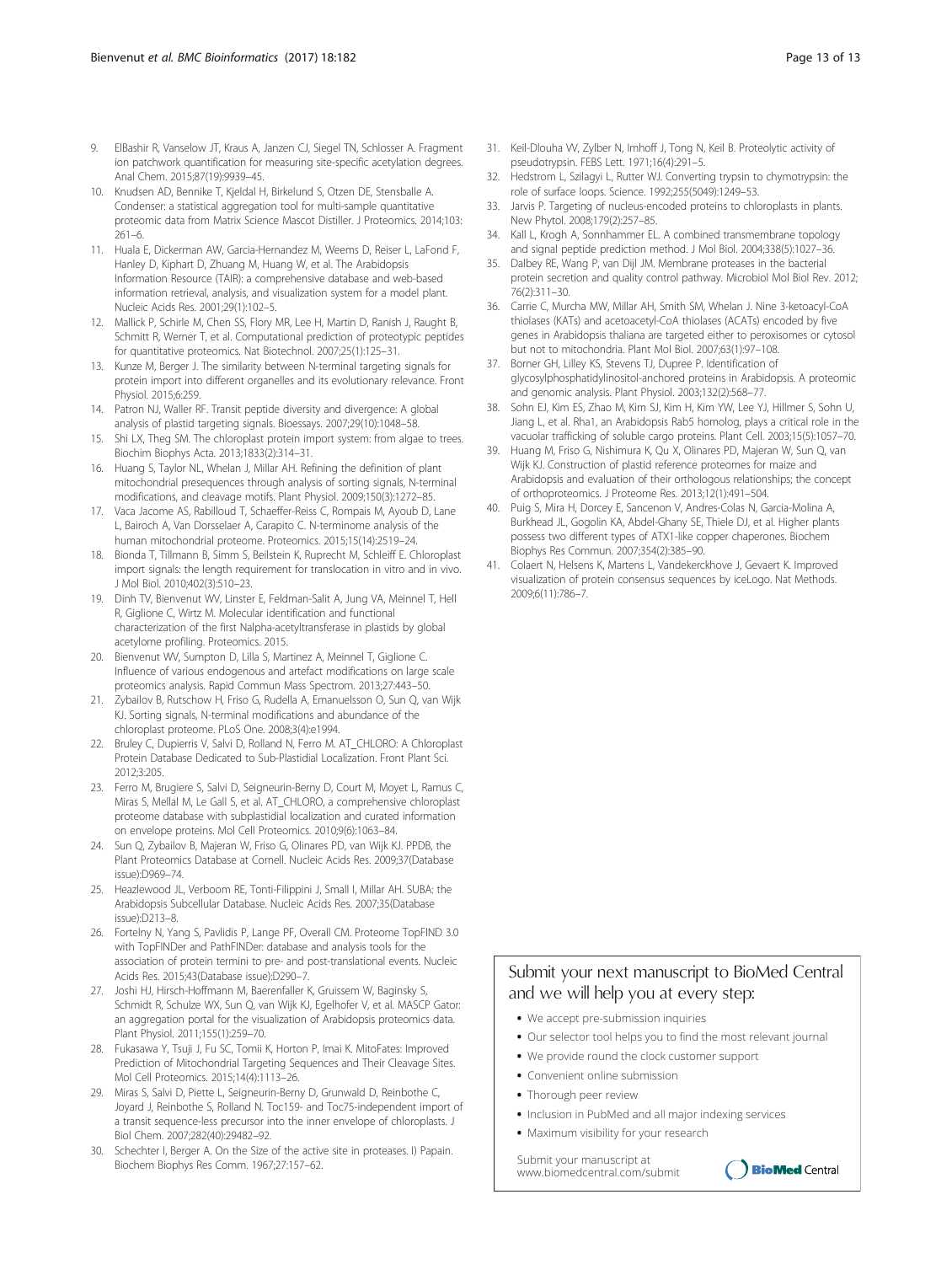9. ElBashir R, Vanselow JT, Kraus A, Janzen CJ, Siegel TN, Schlosser A. Fragment ion patchwork quantification for measuring site-specific acetylation degrees. Anal Chem. 2015;87(19):9939–45.
10. Knudsen AD, Bennike T, Kjeldal H, Birkelund S, Otzen DE, Stensballe A. Condenser: a statistical aggregation tool for multi-sample quantitative proteomic data from Matrix Science Mascot Distiller. J Proteomics. 2014;103:261–6.
11. Huala E, Dickerman AW, Garcia-Hernandez M, Weems D, Reiser L, LaFond F, Hanley D, Kiphart D, Zhuang M, Huang W, et al. The Arabidopsis Information Resource (TAIR): a comprehensive database and web-based information retrieval, analysis, and visualization system for a model plant. Nucleic Acids Res. 2001;29(1):102–5.
12. Mallick P, Schirle M, Chen SS, Flory MR, Lee H, Martin D, Ranish J, Raught B, Schmitt R, Werner T, et al. Computational prediction of proteotypic peptides for quantitative proteomics. Nat Biotechnol. 2007;25(1):125–31.
13. Kunze M, Berger J. The similarity between N-terminal targeting signals for protein import into different organelles and its evolutionary relevance. Front Physiol. 2015;6:259.
14. Patron NJ, Waller RF. Transit peptide diversity and divergence: A global analysis of plastid targeting signals. Bioessays. 2007;29(10):1048–58.
15. Shi LX, Theg SM. The chloroplast protein import system: from algae to trees. Biochim Biophys Acta. 2013;1833(2):314–31.
16. Huang S, Taylor NL, Whelan J, Millar AH. Refining the definition of plant mitochondrial presequences through analysis of sorting signals, N-terminal modifications, and cleavage motifs. Plant Physiol. 2009;150(3):1272–85.
17. Vaca Jacome AS, Rabilloud T, Schaeffer-Reiss C, Rompais M, Ayoub D, Lane L, Bairoch A, Van Dorsselaer A, Carapito C. N-terminome analysis of the human mitochondrial proteome. Proteomics. 2015;15(14):2519–24.
18. Bionda T, Tillmann B, Simm S, Beilstein K, Ruprecht M, Schleiff E. Chloroplast import signals: the length requirement for translocation in vitro and in vivo. J Mol Biol. 2010;402(3):510–23.
19. Dinh TV, Bienvenut WV, Linster E, Feldman-Salit A, Jung VA, Meinnel T, Hell R, Giglione C, Wirtz M. Molecular identification and functional characterization of the first Nalpha-acetyltransferase in plastids by global acetylome profiling. Proteomics. 2015.
20. Bienvenut WV, Sumpton D, Lilla S, Martinez A, Meinnel T, Giglione C. Influence of various endogenous and artefact modifications on large scale proteomics analysis. Rapid Commun Mass Spectrom. 2013;27:443–50.
21. Zybailov B, Rutschow H, Friso G, Rudella A, Emanuelsson O, Sun Q, van Wijk KJ. Sorting signals, N-terminal modifications and abundance of the chloroplast proteome. PLoS One. 2008;3(4):e1994.
22. Bruley C, Dupierris V, Salvi D, Rolland N, Ferro M. AT_CHLORO: A Chloroplast Protein Database Dedicated to Sub-Plastidial Localization. Front Plant Sci. 2012;3:205.
23. Ferro M, Brugiere S, Salvi D, Seigneurin-Berny D, Court M, Moyet L, Ramus C, Miras S, Mellal M, Le Gall S, et al. AT_CHLORO, a comprehensive chloroplast proteome database with subplastidial localization and curated information on envelope proteins. Mol Cell Proteomics. 2010;9(6):1063–84.
24. Sun Q, Zybailov B, Majeran W, Friso G, Olinares PD, van Wijk KJ. PPDB, the Plant Proteomics Database at Cornell. Nucleic Acids Res. 2009;37(Database issue):D969–74.
25. Heazlewood JL, Verboom RE, Tonti-Filippini J, Small I, Millar AH. SUBA: the Arabidopsis Subcellular Database. Nucleic Acids Res. 2007;35(Database issue):D213–8.
26. Fortelny N, Yang S, Pavlidis P, Lange PF, Overall CM. Proteome TopFIND 3.0 with TopFINDer and PathFINDer: database and analysis tools for the association of protein termini to pre- and post-translational events. Nucleic Acids Res. 2015;43(Database issue):D290–7.
27. Joshi HJ, Hirsch-Hoffmann M, Baerenfaller K, Gruissem W, Baginsky S, Schmidt R, Schulze WX, Sun Q, van Wijk KJ, Egelhofer V, et al. MASCP Gator: an aggregation portal for the visualization of Arabidopsis proteomics data. Plant Physiol. 2011;155(1):259–70.
28. Fukasawa Y, Tsuji J, Fu SC, Tomii K, Horton P, Imai K. MitoFates: Improved Prediction of Mitochondrial Targeting Sequences and Their Cleavage Sites. Mol Cell Proteomics. 2015;14(4):1113–26.
29. Miras S, Salvi D, Piette L, Seigneurin-Berny D, Grunwald D, Reinbothe C, Joyard J, Reinbothe S, Rolland N. Toc159- and Toc75-independent import of a transit sequence-less precursor into the inner envelope of chloroplasts. J Biol Chem. 2007;282(40):29482–92.
30. Schechter I, Berger A. On the Size of the active site in proteases. I) Papain. Biochem Biophys Res Comm. 1967;27:157–62.
31. Keil-Dlouha VV, Zylber N, Imhoff J, Tong N, Keil B. Proteolytic activity of pseudotrypsin. FEBS Lett. 1971;16(4):291–5.
32. Hedstrom L, Szilagyi L, Rutter WJ. Converting trypsin to chymotrypsin: the role of surface loops. Science. 1992;255(5049):1249–53.
33. Jarvis P. Targeting of nucleus-encoded proteins to chloroplasts in plants. New Phytol. 2008;179(2):257–85.
34. Kall L, Krogh A, Sonnhammer EL. A combined transmembrane topology and signal peptide prediction method. J Mol Biol. 2004;338(5):1027–36.
35. Dalbey RE, Wang P, van Dijl JM. Membrane proteases in the bacterial protein secretion and quality control pathway. Microbiol Mol Biol Rev. 2012;76(2):311–30.
36. Carrie C, Murcha MW, Millar AH, Smith SM, Whelan J. Nine 3-ketoacyl-CoA thiolases (KATs) and acetoacetyl-CoA thiolases (ACATs) encoded by five genes in Arabidopsis thaliana are targeted either to peroxisomes or cytosol but not to mitochondria. Plant Mol Biol. 2007;63(1):97–108.
37. Borner GH, Lilley KS, Stevens TJ, Dupree P. Identification of glycosylphosphatidylinositol-anchored proteins in Arabidopsis. A proteomic and genomic analysis. Plant Physiol. 2003;132(2):568–77.
38. Sohn EJ, Kim ES, Zhao M, Kim SJ, Kim H, Kim YW, Lee YJ, Hillmer S, Sohn U, Jiang L, et al. Rha1, an Arabidopsis Rab5 homolog, plays a critical role in the vacuolar trafficking of soluble cargo proteins. Plant Cell. 2003;15(5):1057–70.
39. Huang M, Friso G, Nishimura K, Qu X, Olinares PD, Majeran W, Sun Q, van Wijk KJ. Construction of plastid reference proteomes for maize and Arabidopsis and evaluation of their orthologous relationships; the concept of orthoproteomics. J Proteome Res. 2013;12(1):491–504.
40. Puig S, Mira H, Dorcey E, Sancenon V, Andres-Colas N, Garcia-Molina A, Burkhead JL, Gogolin KA, Abdel-Ghany SE, Thiele DJ, et al. Higher plants possess two different types of ATX1-like copper chaperones. Biochem Biophys Res Commun. 2007;354(2):385–90.
41. Colaert N, Helsens K, Martens L, Vandekerckhove J, Gevaert K. Improved visualization of protein consensus sequences by iceLogo. Nat Methods. 2009;6(11):786–7.

Submit your next manuscript to BioMed Central and we will help you at every step:

- We accept pre-submission inquiries
- Our selector tool helps you to find the most relevant journal
- We provide round the clock customer support
- Convenient online submission
- Thorough peer review
- Inclusion in PubMed and all major indexing services
- Maximum visibility for your research

Submit your manuscript at www.biomedcentral.com/submit

BioMed Central